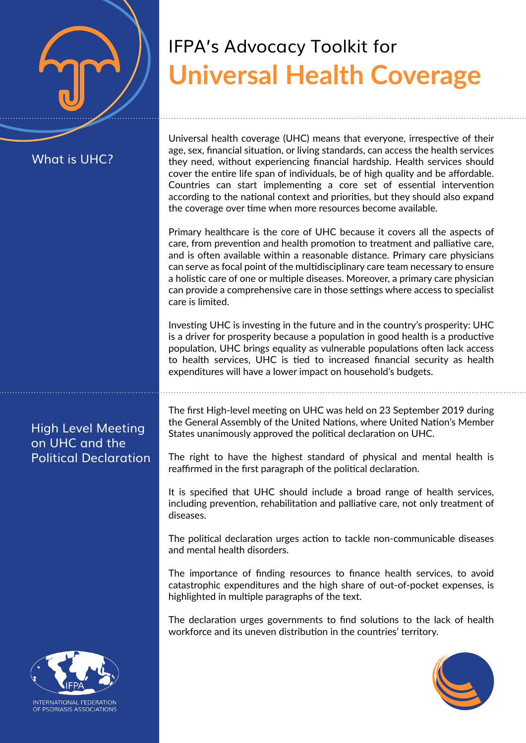# IFPA's Advocacy Toolkit for Universal Health Coverage

## What is UHC?

Universal health coverage (UHC) means that everyone, irrespective of their age, sex, financial situation, or living standards, can access the health services they need, without experiencing financial hardship. Health services should cover the entire life span of individuals, be of high quality and be affordable. Countries can start implementing a core set of essential intervention according to the national context and priorities, but they should also expand the coverage over time when more resources become available.

Primary healthcare is the core of UHC because it covers all the aspects of care, from prevention and health promotion to treatment and palliative care, and is often available within a reasonable distance. Primary care physicians can serve as focal point of the multidisciplinary care team necessary to ensure a holistic care of one or multiple diseases. Moreover, a primary care physician can provide a comprehensive care in those settings where access to specialist care is limited.

Investing UHC is investing in the future and in the country's prosperity: UHC is a driver for prosperity because a population in good health is a productive population, UHC brings equality as vulnerable populations often lack access to health services, UHC is tied to increased financial security as health expenditures will have a lower impact on household's budgets.

## High Level Meeting on UHC and the Political Declaration

The first High-level meeting on UHC was held on 23 September 2019 during the General Assembly of the United Nations, where United Nation's Member States unanimously approved the political declaration on UHC.

The right to have the highest standard of physical and mental health is reaffirmed in the first paragraph of the political declaration.

It is specified that UHC should include a broad range of health services, including prevention, rehabilitation and palliative care, not only treatment of diseases.

The political declaration urges action to tackle non-communicable diseases and mental health disorders.

The importance of finding resources to finance health services, to avoid catastrophic expenditures and the high share of out-of-pocket expenses, is highlighted in multiple paragraphs of the text.

The declaration urges governments to find solutions to the lack of health workforce and its uneven distribution in the countries' territory.

IFPA
INTERNATIONAL FEDERATION OF PSORIASIS ASSOCIATIONS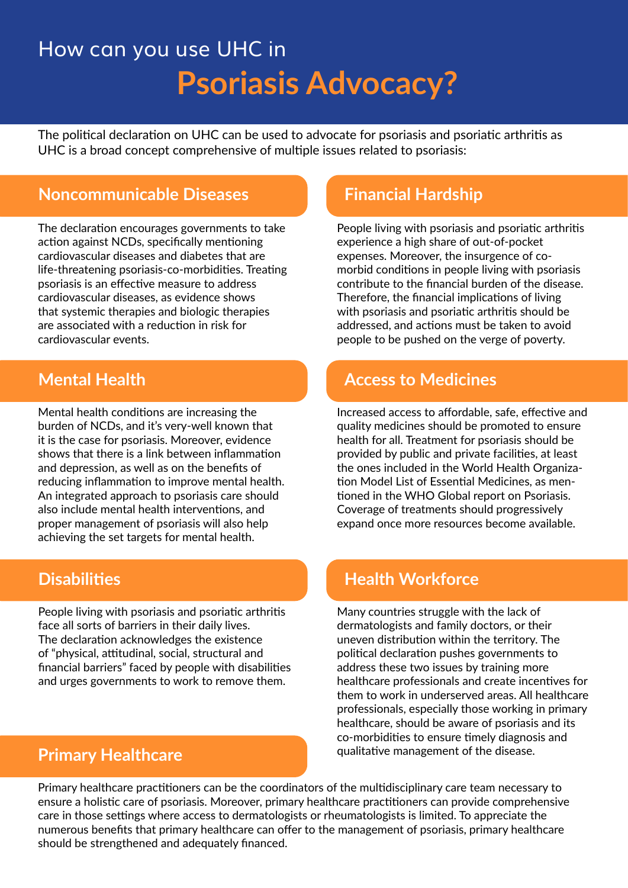# How can you use UHC in Psoriasis Advocacy?

The political declaration on UHC can be used to advocate for psoriasis and psoriatic arthritis as UHC is a broad concept comprehensive of multiple issues related to psoriasis:

## Noncommunicable Diseases

The declaration encourages governments to take action against NCDs, specifically mentioning cardiovascular diseases and diabetes that are life-threatening psoriasis-co-morbidities. Treating psoriasis is an effective measure to address cardiovascular diseases, as evidence shows that systemic therapies and biologic therapies are associated with a reduction in risk for cardiovascular events.

## Mental Health

Mental health conditions are increasing the burden of NCDs, and it's very-well known that it is the case for psoriasis. Moreover, evidence shows that there is a link between inflammation and depression, as well as on the benefits of reducing inflammation to improve mental health. An integrated approach to psoriasis care should also include mental health interventions, and proper management of psoriasis will also help achieving the set targets for mental health.

## Disabilities

People living with psoriasis and psoriatic arthritis face all sorts of barriers in their daily lives. The declaration acknowledges the existence of "physical, attitudinal, social, structural and financial barriers" faced by people with disabilities and urges governments to work to remove them.

## Financial Hardship

People living with psoriasis and psoriatic arthritis experience a high share of out-of-pocket expenses. Moreover, the insurgence of co-morbid conditions in people living with psoriasis contribute to the financial burden of the disease. Therefore, the financial implications of living with psoriasis and psoriatic arthritis should be addressed, and actions must be taken to avoid people to be pushed on the verge of poverty.

## Access to Medicines

Increased access to affordable, safe, effective and quality medicines should be promoted to ensure health for all. Treatment for psoriasis should be provided by public and private facilities, at least the ones included in the World Health Organization Model List of Essential Medicines, as mentioned in the WHO Global report on Psoriasis. Coverage of treatments should progressively expand once more resources become available.

## Health Workforce

Many countries struggle with the lack of dermatologists and family doctors, or their uneven distribution within the territory. The political declaration pushes governments to address these two issues by training more healthcare professionals and create incentives for them to work in underserved areas. All healthcare professionals, especially those working in primary healthcare, should be aware of psoriasis and its co-morbidities to ensure timely diagnosis and qualitative management of the disease.

## Primary Healthcare

Primary healthcare practitioners can be the coordinators of the multidisciplinary care team necessary to ensure a holistic care of psoriasis. Moreover, primary healthcare practitioners can provide comprehensive care in those settings where access to dermatologists or rheumatologists is limited. To appreciate the numerous benefits that primary healthcare can offer to the management of psoriasis, primary healthcare should be strengthened and adequately financed.